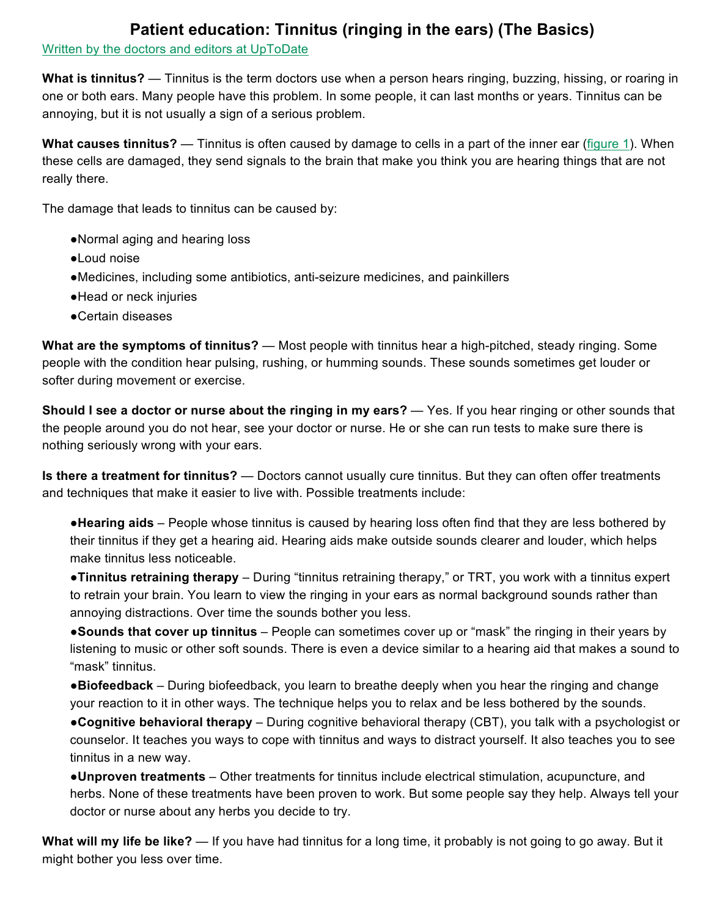# Patient education: Tinnitus (ringing in the ears) (The Basics)

Written by the doctors and editors at UpToDate

**What is tinnitus?** — Tinnitus is the term doctors use when a person hears ringing, buzzing, hissing, or roaring in one or both ears. Many people have this problem. In some people, it can last months or years. Tinnitus can be annoying, but it is not usually a sign of a serious problem.

**What causes tinnitus?** — Tinnitus is often caused by damage to cells in a part of the inner ear (figure 1). When these cells are damaged, they send signals to the brain that make you think you are hearing things that are not really there.

The damage that leads to tinnitus can be caused by:

- Normal aging and hearing loss
- Loud noise
- Medicines, including some antibiotics, anti-seizure medicines, and painkillers
- Head or neck injuries
- Certain diseases

**What are the symptoms of tinnitus?** — Most people with tinnitus hear a high-pitched, steady ringing. Some people with the condition hear pulsing, rushing, or humming sounds. These sounds sometimes get louder or softer during movement or exercise.

**Should I see a doctor or nurse about the ringing in my ears?** — Yes. If you hear ringing or other sounds that the people around you do not hear, see your doctor or nurse. He or she can run tests to make sure there is nothing seriously wrong with your ears.

**Is there a treatment for tinnitus?** — Doctors cannot usually cure tinnitus. But they can often offer treatments and techniques that make it easier to live with. Possible treatments include:

- **Hearing aids** – People whose tinnitus is caused by hearing loss often find that they are less bothered by their tinnitus if they get a hearing aid. Hearing aids make outside sounds clearer and louder, which helps make tinnitus less noticeable.
- **Tinnitus retraining therapy** – During "tinnitus retraining therapy," or TRT, you work with a tinnitus expert to retrain your brain. You learn to view the ringing in your ears as normal background sounds rather than annoying distractions. Over time the sounds bother you less.
- **Sounds that cover up tinnitus** – People can sometimes cover up or "mask" the ringing in their years by listening to music or other soft sounds. There is even a device similar to a hearing aid that makes a sound to "mask" tinnitus.
- **Biofeedback** – During biofeedback, you learn to breathe deeply when you hear the ringing and change your reaction to it in other ways. The technique helps you to relax and be less bothered by the sounds.
- **Cognitive behavioral therapy** – During cognitive behavioral therapy (CBT), you talk with a psychologist or counselor. It teaches you ways to cope with tinnitus and ways to distract yourself. It also teaches you to see tinnitus in a new way.
- **Unproven treatments** – Other treatments for tinnitus include electrical stimulation, acupuncture, and herbs. None of these treatments have been proven to work. But some people say they help. Always tell your doctor or nurse about any herbs you decide to try.

**What will my life be like?** — If you have had tinnitus for a long time, it probably is not going to go away. But it might bother you less over time.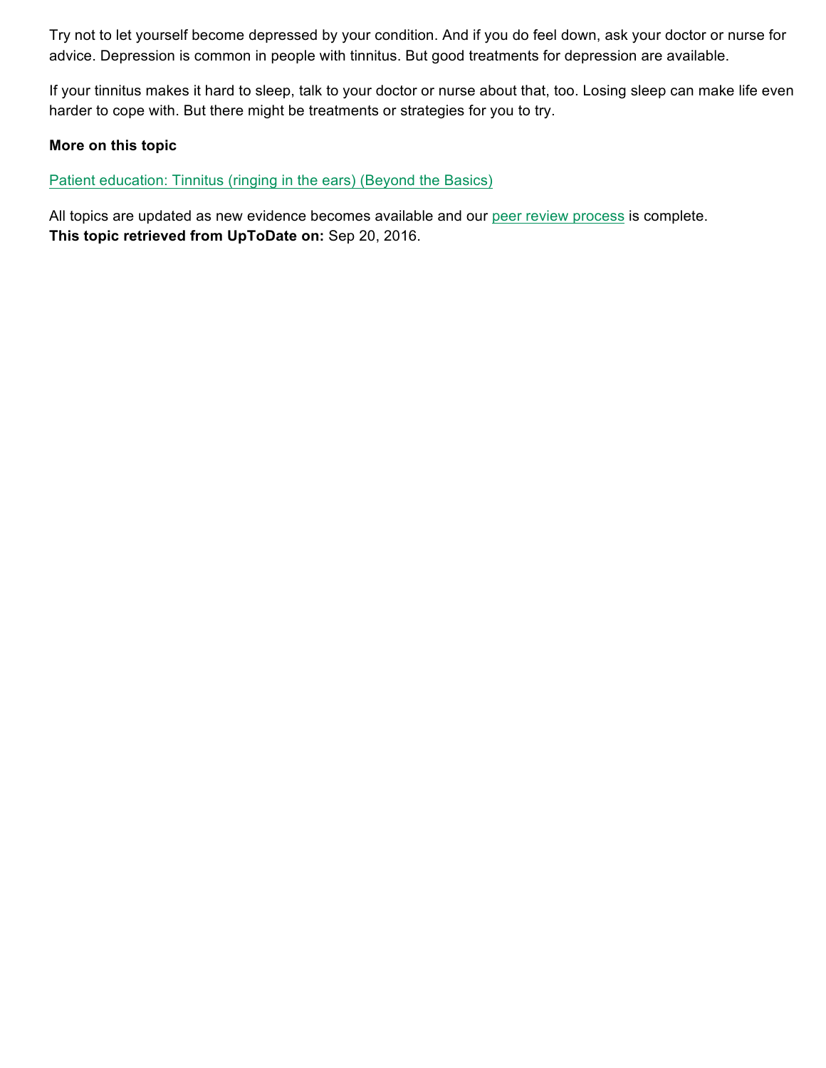Try not to let yourself become depressed by your condition. And if you do feel down, ask your doctor or nurse for advice. Depression is common in people with tinnitus. But good treatments for depression are available.

If your tinnitus makes it hard to sleep, talk to your doctor or nurse about that, too. Losing sleep can make life even harder to cope with. But there might be treatments or strategies for you to try.

**More on this topic**

Patient education: Tinnitus (ringing in the ears) (Beyond the Basics)

All topics are updated as new evidence becomes available and our peer review process is complete.
**This topic retrieved from UpToDate on:** Sep 20, 2016.